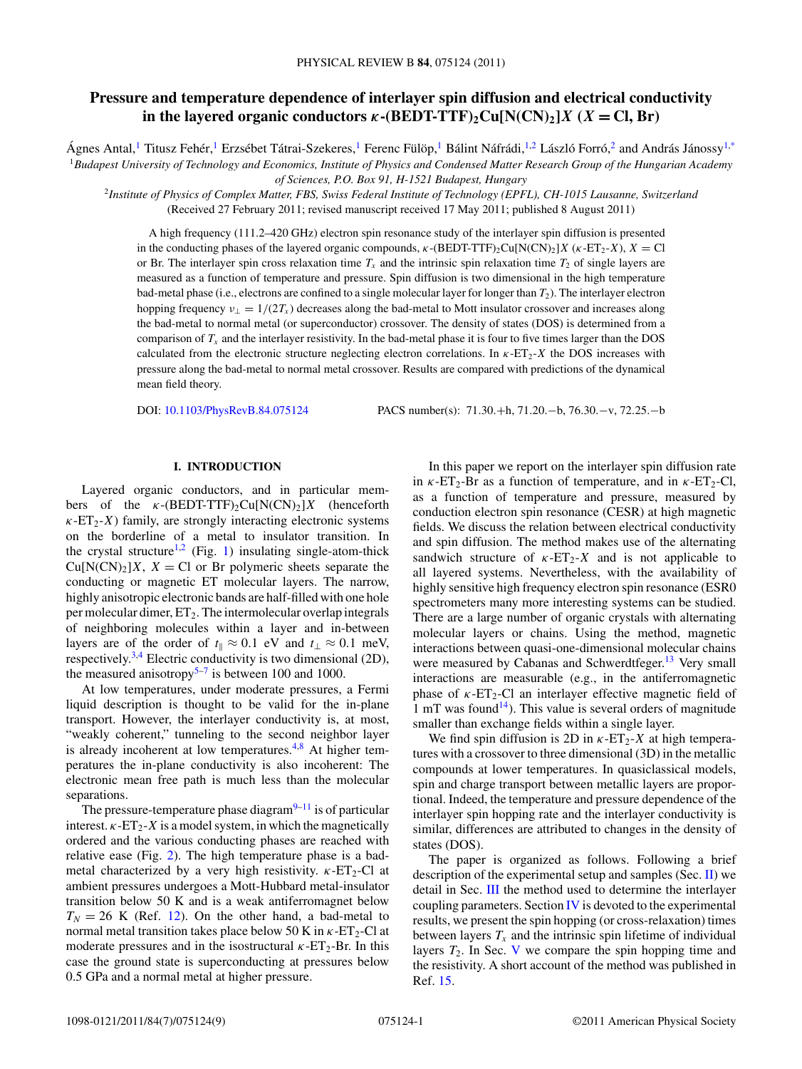# Pressure and temperature dependence of interlayer spin diffusion and electrical conductivity in the layered organic conductors $\kappa$-(BEDT-TTF)$_2$Cu[N(CN)$_2$]$X$ ($X$ = Cl, Br)

Ágnes Antal,[1] Titusz Fehér,[1] Erzsébet Tátrai-Szekeres,[1] Ferenc Fülöp,[1] Bálint Náfrádi,[1,2] László Forró,[2] and András Jánossy[1,*]

[1]*Budapest University of Technology and Economics, Institute of Physics and Condensed Matter Research Group of the Hungarian Academy of Sciences, P.O. Box 91, H-1521 Budapest, Hungary*

[2]*Institute of Physics of Complex Matter, FBS, Swiss Federal Institute of Technology (EPFL), CH-1015 Lausanne, Switzerland*

(Received 27 February 2011; revised manuscript received 17 May 2011; published 8 August 2011)

A high frequency (111.2–420 GHz) electron spin resonance study of the interlayer spin diffusion is presented in the conducting phases of the layered organic compounds, $\kappa$-(BEDT-TTF)$_2$Cu[N(CN)$_2$]$X$ ($\kappa$-ET$_2$-$X$), $X$ = Cl or Br. The interlayer spin cross relaxation time $T_x$ and the intrinsic spin relaxation time $T_2$ of single layers are measured as a function of temperature and pressure. Spin diffusion is two dimensional in the high temperature bad-metal phase (i.e., electrons are confined to a single molecular layer for longer than $T_2$). The interlayer electron hopping frequency $\nu_\perp = 1/(2T_x)$ decreases along the bad-metal to Mott insulator crossover and increases along the bad-metal to normal metal (or superconductor) crossover. The density of states (DOS) is determined from a comparison of $T_x$ and the interlayer resistivity. In the bad-metal phase it is four to five times larger than the DOS calculated from the electronic structure neglecting electron correlations. In $\kappa$-ET$_2$-$X$ the DOS increases with pressure along the bad-metal to normal metal crossover. Results are compared with predictions of the dynamical mean field theory.

DOI: 10.1103/PhysRevB.84.075124 PACS number(s): 71.30.+h, 71.20.−b, 76.30.−v, 72.25.−b

## I. INTRODUCTION

Layered organic conductors, and in particular members of the $\kappa$-(BEDT-TTF)$_2$Cu[N(CN)$_2$]$X$ (henceforth $\kappa$-ET$_2$-$X$) family, are strongly interacting electronic systems on the borderline of a metal to insulator transition. In the crystal structure[1,2] (Fig. 1) insulating single-atom-thick Cu[N(CN)$_2$]$X$, $X$ = Cl or Br polymeric sheets separate the conducting or magnetic ET molecular layers. The narrow, highly anisotropic electronic bands are half-filled with one hole per molecular dimer, ET$_2$. The intermolecular overlap integrals of neighboring molecules within a layer and in-between layers are of the order of $t_\parallel \approx 0.1$ eV and $t_\perp \approx 0.1$ meV, respectively.[3,4] Electric conductivity is two dimensional (2D), the measured anisotropy[5–7] is between 100 and 1000.

At low temperatures, under moderate pressures, a Fermi liquid description is thought to be valid for the in-plane transport. However, the interlayer conductivity is, at most, "weakly coherent," tunneling to the second neighbor layer is already incoherent at low temperatures.[4,8] At higher temperatures the in-plane conductivity is also incoherent: The electronic mean free path is much less than the molecular separations.

The pressure-temperature phase diagram[9–11] is of particular interest. $\kappa$-ET$_2$-$X$ is a model system, in which the magnetically ordered and the various conducting phases are reached with relative ease (Fig. 2). The high temperature phase is a bad-metal characterized by a very high resistivity. $\kappa$-ET$_2$-Cl at ambient pressures undergoes a Mott-Hubbard metal-insulator transition below 50 K and is a weak antiferromagnet below $T_N$ = 26 K (Ref. 12). On the other hand, a bad-metal to normal metal transition takes place below 50 K in $\kappa$-ET$_2$-Cl at moderate pressures and in the isostructural $\kappa$-ET$_2$-Br. In this case the ground state is superconducting at pressures below 0.5 GPa and a normal metal at higher pressure.

In this paper we report on the interlayer spin diffusion rate in $\kappa$-ET$_2$-Br as a function of temperature, and in $\kappa$-ET$_2$-Cl, as a function of temperature and pressure, measured by conduction electron spin resonance (CESR) at high magnetic fields. We discuss the relation between electrical conductivity and spin diffusion. The method makes use of the alternating sandwich structure of $\kappa$-ET$_2$-$X$ and is not applicable to all layered systems. Nevertheless, with the availability of highly sensitive high frequency electron spin resonance (ESR0 spectrometers many more interesting systems can be studied. There are a large number of organic crystals with alternating molecular layers or chains. Using the method, magnetic interactions between quasi-one-dimensional molecular chains were measured by Cabanas and Schwerdtfeger.[13] Very small interactions are measurable (e.g., in the antiferromagnetic phase of $\kappa$-ET$_2$-Cl an interlayer effective magnetic field of 1 mT was found[14]). This value is several orders of magnitude smaller than exchange fields within a single layer.

We find spin diffusion is 2D in $\kappa$-ET$_2$-$X$ at high temperatures with a crossover to three dimensional (3D) in the metallic compounds at lower temperatures. In quasiclassical models, spin and charge transport between metallic layers are proportional. Indeed, the temperature and pressure dependence of the interlayer spin hopping rate and the interlayer conductivity is similar, differences are attributed to changes in the density of states (DOS).

The paper is organized as follows. Following a brief description of the experimental setup and samples (Sec. II) we detail in Sec. III the method used to determine the interlayer coupling parameters. Section IV is devoted to the experimental results, we present the spin hopping (or cross-relaxation) times between layers $T_x$ and the intrinsic spin lifetime of individual layers $T_2$. In Sec. V we compare the spin hopping time and the resistivity. A short account of the method was published in Ref. 15.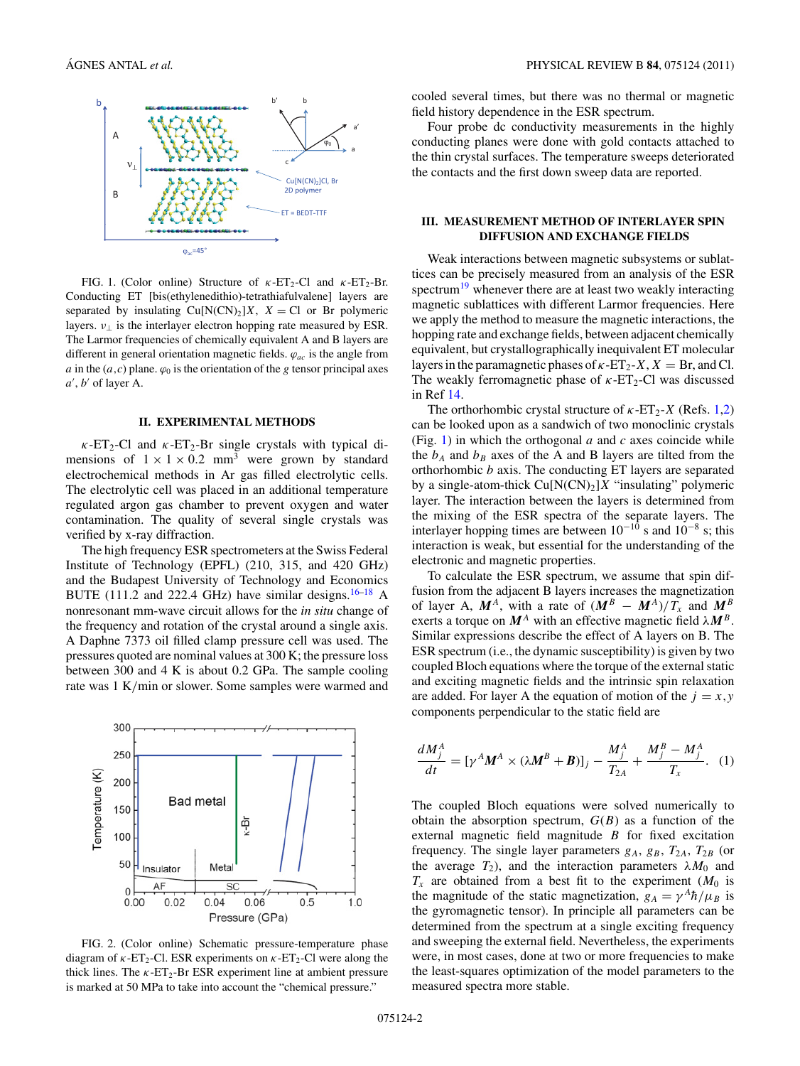FIG. 1. (Color online) Structure of $\kappa$-ET$_2$-Cl and $\kappa$-ET$_2$-Br. Conducting ET [bis(ethylenedithio)-tetrathiafulvalene] layers are separated by insulating Cu[N(CN)$_2$]$X$, $X$ = Cl or Br polymeric layers. $\nu_\perp$ is the interlayer electron hopping rate measured by ESR. The Larmor frequencies of chemically equivalent A and B layers are different in general orientation magnetic fields. $\varphi_{ac}$ is the angle from $a$ in the $(a,c)$ plane. $\varphi_0$ is the orientation of the $g$ tensor principal axes $a'$, $b'$ of layer A.

## II. EXPERIMENTAL METHODS

$\kappa$-ET$_2$-Cl and $\kappa$-ET$_2$-Br single crystals with typical dimensions of $1 \times 1 \times 0.2$ mm$^3$ were grown by standard electrochemical methods in Ar gas filled electrolytic cells. The electrolytic cell was placed in an additional temperature regulated argon gas chamber to prevent oxygen and water contamination. The quality of several single crystals was verified by x-ray diffraction.

The high frequency ESR spectrometers at the Swiss Federal Institute of Technology (EPFL) (210, 315, and 420 GHz) and the Budapest University of Technology and Economics BUTE (111.2 and 222.4 GHz) have similar designs.[16–18] A nonresonant mm-wave circuit allows for the *in situ* change of the frequency and rotation of the crystal around a single axis. A Daphne 7373 oil filled clamp pressure cell was used. The pressures quoted are nominal values at 300 K; the pressure loss between 300 and 4 K is about 0.2 GPa. The sample cooling rate was 1 K/min or slower. Some samples were warmed and cooled several times, but there was no thermal or magnetic field history dependence in the ESR spectrum.

Four probe dc conductivity measurements in the highly conducting planes were done with gold contacts attached to the thin crystal surfaces. The temperature sweeps deteriorated the contacts and the first down sweep data are reported.

FIG. 2. (Color online) Schematic pressure-temperature phase diagram of $\kappa$-ET$_2$-Cl. ESR experiments on $\kappa$-ET$_2$-Cl were along the thick lines. The $\kappa$-ET$_2$-Br ESR experiment line at ambient pressure is marked at 50 MPa to take into account the "chemical pressure."

## III. MEASUREMENT METHOD OF INTERLAYER SPIN DIFFUSION AND EXCHANGE FIELDS

Weak interactions between magnetic subsystems or sublattices can be precisely measured from an analysis of the ESR spectrum[19] whenever there are at least two weakly interacting magnetic sublattices with different Larmor frequencies. Here we apply the method to measure the magnetic interactions, the hopping rate and exchange fields, between adjacent chemically equivalent, but crystallographically inequivalent ET molecular layers in the paramagnetic phases of $\kappa$-ET$_2$-$X$, $X$ = Br, and Cl. The weakly ferromagnetic phase of $\kappa$-ET$_2$-Cl was discussed in Ref 14.

The orthorhombic crystal structure of $\kappa$-ET$_2$-$X$ (Refs. 1,2) can be looked upon as a sandwich of two monoclinic crystals (Fig. 1) in which the orthogonal $a$ and $c$ axes coincide while the $b_A$ and $b_B$ axes of the A and B layers are tilted from the orthorhombic $b$ axis. The conducting ET layers are separated by a single-atom-thick Cu[N(CN)$_2$]$X$ "insulating" polymeric layer. The interaction between the layers is determined from the mixing of the ESR spectra of the separate layers. The interlayer hopping times are between $10^{-10}$ s and $10^{-8}$ s; this interaction is weak, but essential for the understanding of the electronic and magnetic properties.

To calculate the ESR spectrum, we assume that spin diffusion from the adjacent B layers increases the magnetization of layer A, $\boldsymbol{M}^A$, with a rate of $(\boldsymbol{M}^B - \boldsymbol{M}^A)/T_x$ and $\boldsymbol{M}^B$ exerts a torque on $\boldsymbol{M}^A$ with an effective magnetic field $\lambda \boldsymbol{M}^B$. Similar expressions describe the effect of A layers on B. The ESR spectrum (i.e., the dynamic susceptibility) is given by two coupled Bloch equations where the torque of the external static and exciting magnetic fields and the intrinsic spin relaxation are added. For layer A the equation of motion of the $j = x,y$ components perpendicular to the static field are

$$\frac{dM_j^A}{dt} = [\gamma^A \boldsymbol{M}^A \times (\lambda \boldsymbol{M}^B + \boldsymbol{B})]_j - \frac{M_j^A}{T_{2A}} + \frac{M_j^B - M_j^A}{T_x}. \quad (1)$$

The coupled Bloch equations were solved numerically to obtain the absorption spectrum, $G(B)$ as a function of the external magnetic field magnitude $B$ for fixed excitation frequency. The single layer parameters $g_A$, $g_B$, $T_{2A}$, $T_{2B}$ (or the average $T_2$), and the interaction parameters $\lambda M_0$ and $T_x$ are obtained from a best fit to the experiment ($M_0$ is the magnitude of the static magnetization, $g_A = \gamma^A \hbar/\mu_B$ is the gyromagnetic tensor). In principle all parameters can be determined from the spectrum at a single exciting frequency and sweeping the external field. Nevertheless, the experiments were, in most cases, done at two or more frequencies to make the least-squares optimization of the model parameters to the measured spectra more stable.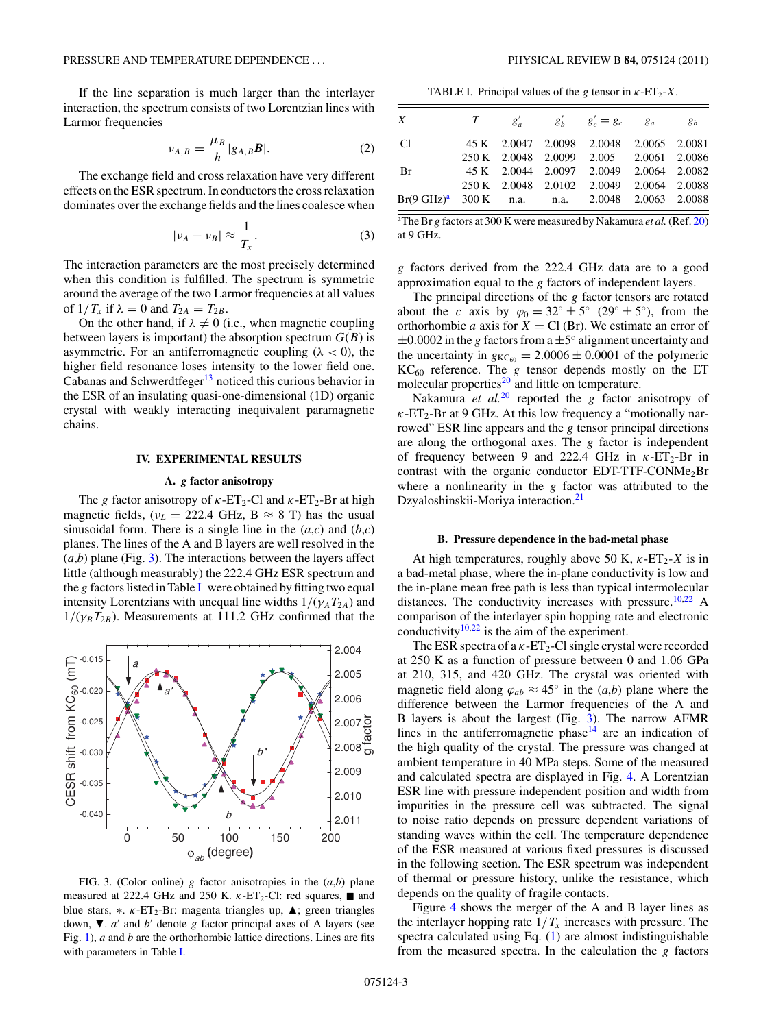If the line separation is much larger than the interlayer interaction, the spectrum consists of two Lorentzian lines with Larmor frequencies

$$\nu_{A,B} = \frac{\mu_B}{h}|g_{A,B}\boldsymbol{B}|. \tag{2}$$

The exchange field and cross relaxation have very different effects on the ESR spectrum. In conductors the cross relaxation dominates over the exchange fields and the lines coalesce when

$$|\nu_A - \nu_B| \approx \frac{1}{T_x}. \tag{3}$$

The interaction parameters are the most precisely determined when this condition is fulfilled. The spectrum is symmetric around the average of the two Larmor frequencies at all values of $1/T_x$ if $\lambda = 0$ and $T_{2A} = T_{2B}$.

On the other hand, if $\lambda \neq 0$ (i.e., when magnetic coupling between layers is important) the absorption spectrum $G(B)$ is asymmetric. For an antiferromagnetic coupling ($\lambda < 0$), the higher field resonance loses intensity to the lower field one. Cabanas and Schwerdtfeger[13] noticed this curious behavior in the ESR of an insulating quasi-one-dimensional (1D) organic crystal with weakly interacting inequivalent paramagnetic chains.

## IV. EXPERIMENTAL RESULTS

### A. g factor anisotropy

The $g$ factor anisotropy of $\kappa$-ET$_2$-Cl and $\kappa$-ET$_2$-Br at high magnetic fields, ($\nu_L = 222.4$ GHz, B $\approx$ 8 T) has the usual sinusoidal form. There is a single line in the ($a$,$c$) and ($b$,$c$) planes. The lines of the A and B layers are well resolved in the ($a$,$b$) plane (Fig. 3). The interactions between the layers affect little (although measurably) the 222.4 GHz ESR spectrum and the $g$ factors listed in Table I were obtained by fitting two equal intensity Lorentzians with unequal line widths $1/(\gamma_A T_{2A})$ and $1/(\gamma_B T_{2B})$. Measurements at 111.2 GHz confirmed that the $g$ factors derived from the 222.4 GHz data are to a good approximation equal to the $g$ factors of independent layers.

FIG. 3. (Color online) $g$ factor anisotropies in the ($a$,$b$) plane measured at 222.4 GHz and 250 K. $\kappa$-ET$_2$-Cl: red squares, ■ and blue stars, ∗. $\kappa$-ET$_2$-Br: magenta triangles up, ▲; green triangles down, ▼. $a'$ and $b'$ denote $g$ factor principal axes of A layers (see Fig. 1), $a$ and $b$ are the orthorhombic lattice directions. Lines are fits with parameters in Table I.

TABLE I. Principal values of the $g$ tensor in $\kappa$-ET$_2$-$X$.

| $X$ | $T$ | $g'_a$ | $g'_b$ | $g'_c = g_c$ | $g_a$ | $g_b$ |
|---|---|---|---|---|---|---|
| Cl | 45 K | 2.0047 | 2.0098 | 2.0048 | 2.0065 | 2.0081 |
| | 250 K | 2.0048 | 2.0099 | 2.005 | 2.0061 | 2.0086 |
| Br | 45 K | 2.0044 | 2.0097 | 2.0049 | 2.0064 | 2.0082 |
| | 250 K | 2.0048 | 2.0102 | 2.0049 | 2.0064 | 2.0088 |
| Br(9 GHz)[a] | 300 K | n.a. | n.a. | 2.0048 | 2.0063 | 2.0088 |

[a]The Br $g$ factors at 300 K were measured by Nakamura *et al.* (Ref. 20) at 9 GHz.

The principal directions of the $g$ factor tensors are rotated about the $c$ axis by $\varphi_0 = 32^\circ \pm 5^\circ$ ($29^\circ \pm 5^\circ$), from the orthorhombic $a$ axis for $X$ = Cl (Br). We estimate an error of $\pm 0.0002$ in the $g$ factors from a $\pm 5^\circ$ alignment uncertainty and the uncertainty in $g_{\mathrm{KC}_{60}} = 2.0006 \pm 0.0001$ of the polymeric KC$_{60}$ reference. The $g$ tensor depends mostly on the ET molecular properties[20] and little on temperature.

Nakamura *et al.*[20] reported the $g$ factor anisotropy of $\kappa$-ET$_2$-Br at 9 GHz. At this low frequency a "motionally narrowed" ESR line appears and the $g$ tensor principal directions are along the orthogonal axes. The $g$ factor is independent of frequency between 9 and 222.4 GHz in $\kappa$-ET$_2$-Br in contrast with the organic conductor EDT-TTF-CONMe$_2$Br where a nonlinearity in the $g$ factor was attributed to the Dzyaloshinskii-Moriya interaction.[21]

### B. Pressure dependence in the bad-metal phase

At high temperatures, roughly above 50 K, $\kappa$-ET$_2$-$X$ is in a bad-metal phase, where the in-plane conductivity is low and the in-plane mean free path is less than typical intermolecular distances. The conductivity increases with pressure.[10,22] A comparison of the interlayer spin hopping rate and electronic conductivity[10,22] is the aim of the experiment.

The ESR spectra of a $\kappa$-ET$_2$-Cl single crystal were recorded at 250 K as a function of pressure between 0 and 1.06 GPa at 210, 315, and 420 GHz. The crystal was oriented with magnetic field along $\varphi_{ab} \approx 45^\circ$ in the ($a$,$b$) plane where the difference between the Larmor frequencies of the A and B layers is about the largest (Fig. 3). The narrow AFMR lines in the antiferromagnetic phase[14] are an indication of the high quality of the crystal. The pressure was changed at ambient temperature in 40 MPa steps. Some of the measured and calculated spectra are displayed in Fig. 4. A Lorentzian ESR line with pressure independent position and width from impurities in the pressure cell was subtracted. The signal to noise ratio depends on pressure dependent variations of standing waves within the cell. The temperature dependence of the ESR measured at various fixed pressures is discussed in the following section. The ESR spectrum was independent of thermal or pressure history, unlike the resistance, which depends on the quality of fragile contacts.

Figure 4 shows the merger of the A and B layer lines as the interlayer hopping rate $1/T_x$ increases with pressure. The spectra calculated using Eq. (1) are almost indistinguishable from the measured spectra. In the calculation the $g$ factors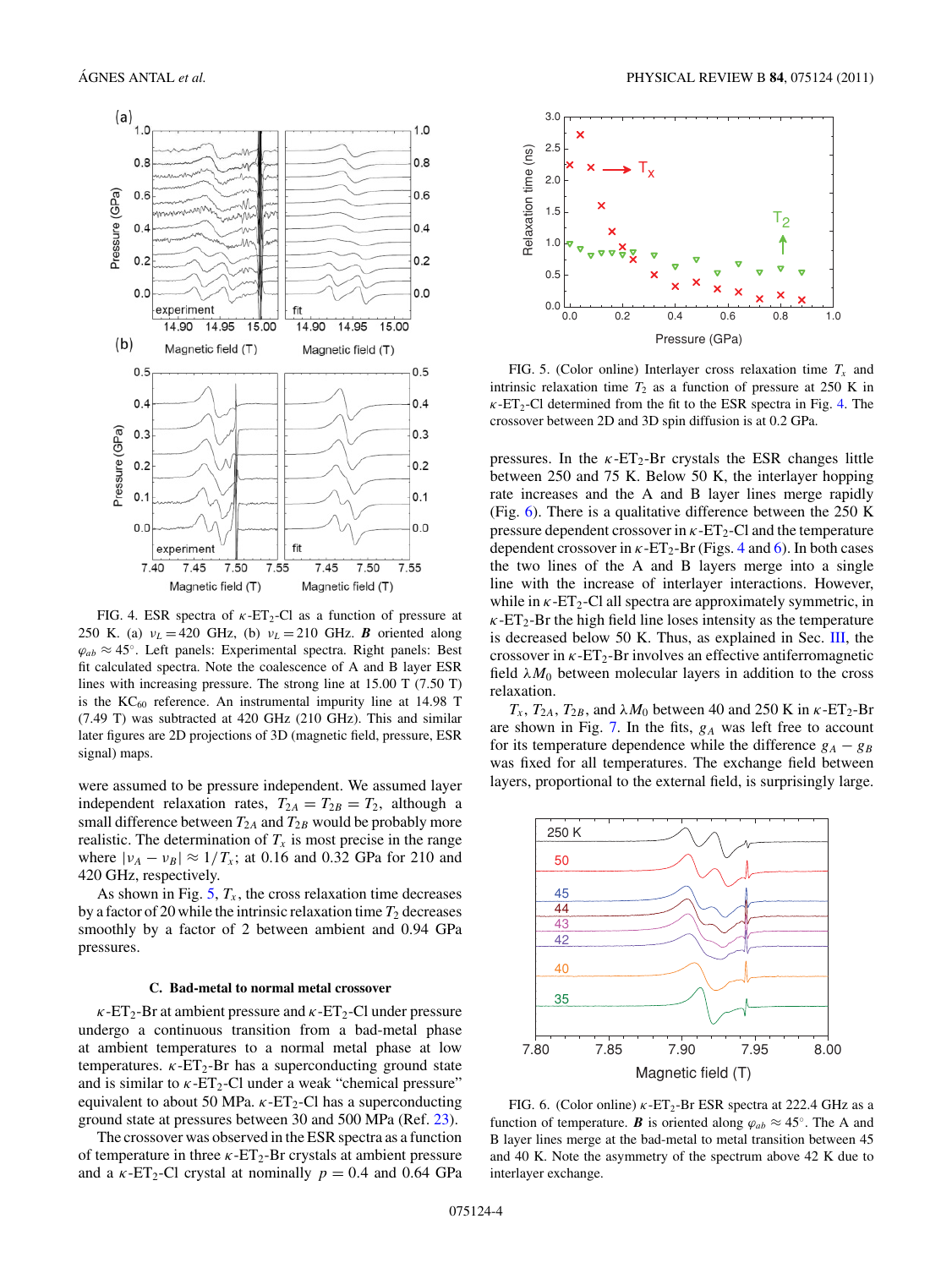FIG. 4. ESR spectra of $\kappa$-ET$_2$-Cl as a function of pressure at 250 K. (a) $\nu_L = 420$ GHz, (b) $\nu_L = 210$ GHz. $\boldsymbol{B}$ oriented along $\varphi_{ab} \approx 45^\circ$. Left panels: Experimental spectra. Right panels: Best fit calculated spectra. Note the coalescence of A and B layer ESR lines with increasing pressure. The strong line at 15.00 T (7.50 T) is the KC$_{60}$ reference. An instrumental impurity line at 14.98 T (7.49 T) was subtracted at 420 GHz (210 GHz). This and similar later figures are 2D projections of 3D (magnetic field, pressure, ESR signal) maps.

were assumed to be pressure independent. We assumed layer independent relaxation rates, $T_{2A} = T_{2B} = T_2$, although a small difference between $T_{2A}$ and $T_{2B}$ would be probably more realistic. The determination of $T_x$ is most precise in the range where $|\nu_A - \nu_B| \approx 1/T_x$; at 0.16 and 0.32 GPa for 210 and 420 GHz, respectively.

As shown in Fig. 5, $T_x$, the cross relaxation time decreases by a factor of 20 while the intrinsic relaxation time $T_2$ decreases smoothly by a factor of 2 between ambient and 0.94 GPa pressures.

### C. Bad-metal to normal metal crossover

$\kappa$-ET$_2$-Br at ambient pressure and $\kappa$-ET$_2$-Cl under pressure undergo a continuous transition from a bad-metal phase at ambient temperatures to a normal metal phase at low temperatures. $\kappa$-ET$_2$-Br has a superconducting ground state and is similar to $\kappa$-ET$_2$-Cl under a weak "chemical pressure" equivalent to about 50 MPa. $\kappa$-ET$_2$-Cl has a superconducting ground state at pressures between 30 and 500 MPa (Ref. 23).

The crossover was observed in the ESR spectra as a function of temperature in three $\kappa$-ET$_2$-Br crystals at ambient pressure and a $\kappa$-ET$_2$-Cl crystal at nominally $p = 0.4$ and 0.64 GPa pressures. In the $\kappa$-ET$_2$-Br crystals the ESR changes little between 250 and 75 K. Below 50 K, the interlayer hopping rate increases and the A and B layer lines merge rapidly (Fig. 6). There is a qualitative difference between the 250 K pressure dependent crossover in $\kappa$-ET$_2$-Cl and the temperature dependent crossover in $\kappa$-ET$_2$-Br (Figs. 4 and 6). In both cases the two lines of the A and B layers merge into a single line with the increase of interlayer interactions. However, while in $\kappa$-ET$_2$-Cl all spectra are approximately symmetric, in $\kappa$-ET$_2$-Br the high field line loses intensity as the temperature is decreased below 50 K. Thus, as explained in Sec. III, the crossover in $\kappa$-ET$_2$-Br involves an effective antiferromagnetic field $\lambda M_0$ between molecular layers in addition to the cross relaxation.

$T_x$, $T_{2A}$, $T_{2B}$, and $\lambda M_0$ between 40 and 250 K in $\kappa$-ET$_2$-Br are shown in Fig. 7. In the fits, $g_A$ was left free to account for its temperature dependence while the difference $g_A - g_B$ was fixed for all temperatures. The exchange field between layers, proportional to the external field, is surprisingly large.

FIG. 5. (Color online) Interlayer cross relaxation time $T_x$ and intrinsic relaxation time $T_2$ as a function of pressure at 250 K in $\kappa$-ET$_2$-Cl determined from the fit to the ESR spectra in Fig. 4. The crossover between 2D and 3D spin diffusion is at 0.2 GPa.

FIG. 6. (Color online) $\kappa$-ET$_2$-Br ESR spectra at 222.4 GHz as a function of temperature. $\boldsymbol{B}$ is oriented along $\varphi_{ab} \approx 45^\circ$. The A and B layer lines merge at the bad-metal to metal transition between 45 and 40 K. Note the asymmetry of the spectrum above 42 K due to interlayer exchange.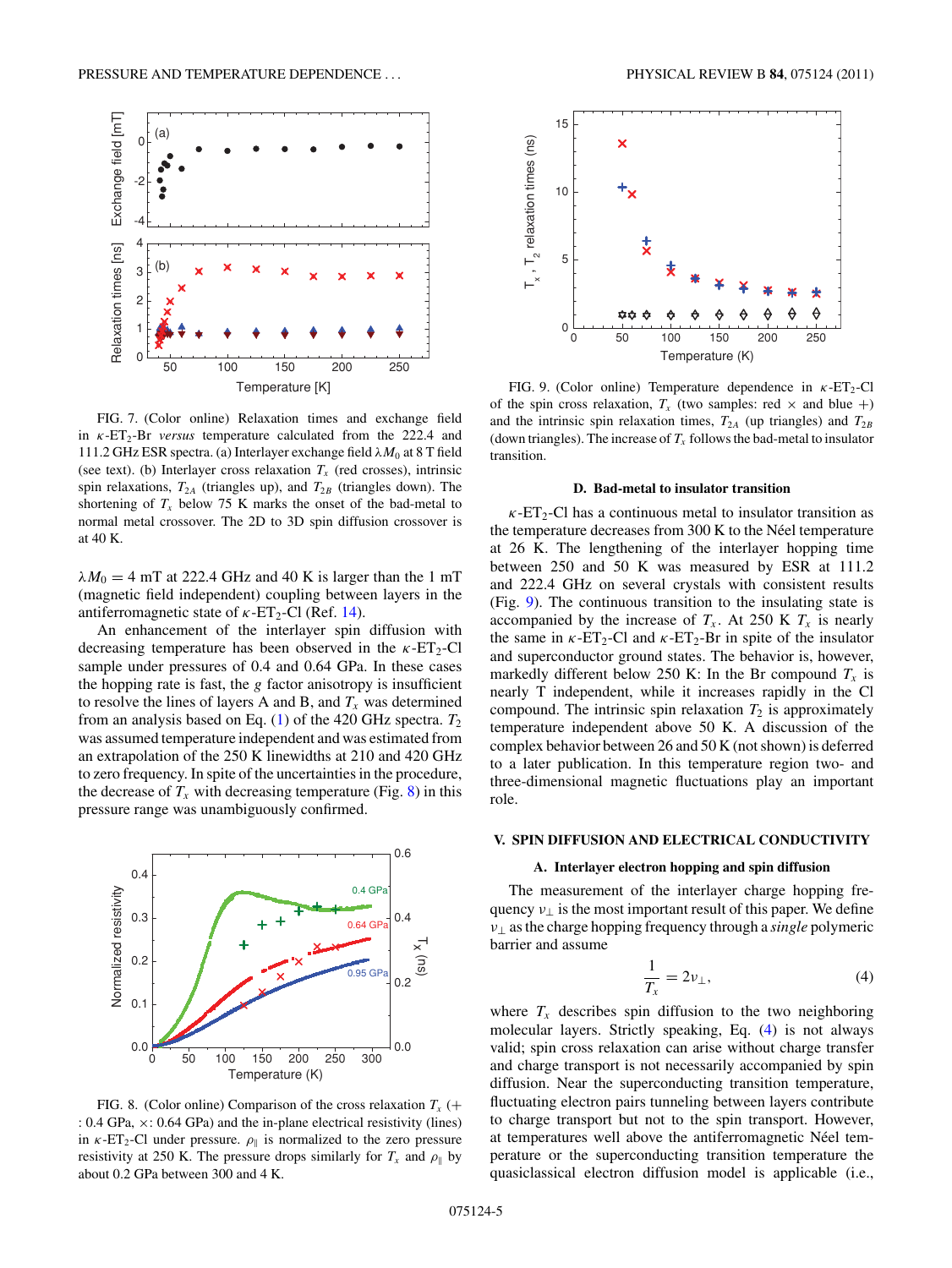FIG. 7. (Color online) Relaxation times and exchange field in $\kappa$-ET$_2$-Br *versus* temperature calculated from the 222.4 and 111.2 GHz ESR spectra. (a) Interlayer exchange field $\lambda M_0$ at 8 T field (see text). (b) Interlayer cross relaxation $T_x$ (red crosses), intrinsic spin relaxations, $T_{2A}$ (triangles up), and $T_{2B}$ (triangles down). The shortening of $T_x$ below 75 K marks the onset of the bad-metal to normal metal crossover. The 2D to 3D spin diffusion crossover is at 40 K.

$\lambda M_0 = 4$ mT at 222.4 GHz and 40 K is larger than the 1 mT (magnetic field independent) coupling between layers in the antiferromagnetic state of $\kappa$-ET$_2$-Cl (Ref. 14).

An enhancement of the interlayer spin diffusion with decreasing temperature has been observed in the $\kappa$-ET$_2$-Cl sample under pressures of 0.4 and 0.64 GPa. In these cases the hopping rate is fast, the $g$ factor anisotropy is insufficient to resolve the lines of layers A and B, and $T_x$ was determined from an analysis based on Eq. (1) of the 420 GHz spectra. $T_2$ was assumed temperature independent and was estimated from an extrapolation of the 250 K linewidths at 210 and 420 GHz to zero frequency. In spite of the uncertainties in the procedure, the decrease of $T_x$ with decreasing temperature (Fig. 8) in this pressure range was unambiguously confirmed.

FIG. 8. (Color online) Comparison of the cross relaxation $T_x$ (+ : 0.4 GPa, ×: 0.64 GPa) and the in-plane electrical resistivity (lines) in $\kappa$-ET$_2$-Cl under pressure. $\rho_\parallel$ is normalized to the zero pressure resistivity at 250 K. The pressure drops similarly for $T_x$ and $\rho_\parallel$ by about 0.2 GPa between 300 and 4 K.

FIG. 9. (Color online) Temperature dependence in $\kappa$-ET$_2$-Cl of the spin cross relaxation, $T_x$ (two samples: red × and blue +) and the intrinsic spin relaxation times, $T_{2A}$ (up triangles) and $T_{2B}$ (down triangles). The increase of $T_x$ follows the bad-metal to insulator transition.

### D. Bad-metal to insulator transition

$\kappa$-ET$_2$-Cl has a continuous metal to insulator transition as the temperature decreases from 300 K to the Néel temperature at 26 K. The lengthening of the interlayer hopping time between 250 and 50 K was measured by ESR at 111.2 and 222.4 GHz on several crystals with consistent results (Fig. 9). The continuous transition to the insulating state is accompanied by the increase of $T_x$. At 250 K $T_x$ is nearly the same in $\kappa$-ET$_2$-Cl and $\kappa$-ET$_2$-Br in spite of the insulator and superconductor ground states. The behavior is, however, markedly different below 250 K: In the Br compound $T_x$ is nearly T independent, while it increases rapidly in the Cl compound. The intrinsic spin relaxation $T_2$ is approximately temperature independent above 50 K. A discussion of the complex behavior between 26 and 50 K (not shown) is deferred to a later publication. In this temperature region two- and three-dimensional magnetic fluctuations play an important role.

## V. SPIN DIFFUSION AND ELECTRICAL CONDUCTIVITY

### A. Interlayer electron hopping and spin diffusion

The measurement of the interlayer charge hopping frequency $\nu_\perp$ is the most important result of this paper. We define $\nu_\perp$ as the charge hopping frequency through a *single* polymeric barrier and assume

$$\frac{1}{T_x} = 2\nu_\perp, \tag{4}$$

where $T_x$ describes spin diffusion to the two neighboring molecular layers. Strictly speaking, Eq. (4) is not always valid; spin cross relaxation can arise without charge transfer and charge transport is not necessarily accompanied by spin diffusion. Near the superconducting transition temperature, fluctuating electron pairs tunneling between layers contribute to charge transport but not to the spin transport. However, at temperatures well above the antiferromagnetic Néel temperature or the superconducting transition temperature the quasiclassical electron diffusion model is applicable (i.e.,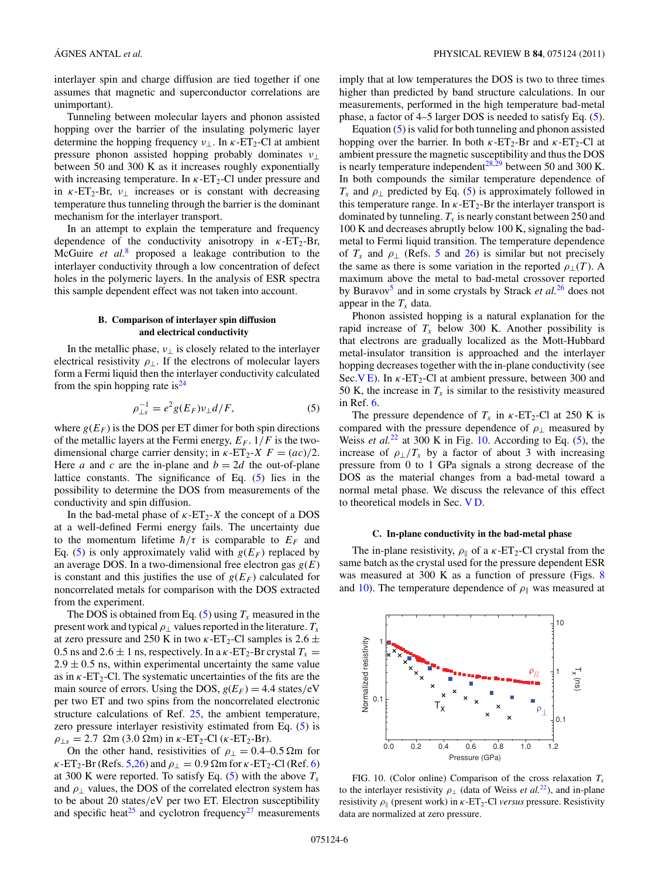interlayer spin and charge diffusion are tied together if one assumes that magnetic and superconductor correlations are unimportant).

Tunneling between molecular layers and phonon assisted hopping over the barrier of the insulating polymeric layer determine the hopping frequency $\nu_\perp$. In $\kappa$-ET$_2$-Cl at ambient pressure phonon assisted hopping probably dominates $\nu_\perp$ between 50 and 300 K as it increases roughly exponentially with increasing temperature. In $\kappa$-ET$_2$-Cl under pressure and in $\kappa$-ET$_2$-Br, $\nu_\perp$ increases or is constant with decreasing temperature thus tunneling through the barrier is the dominant mechanism for the interlayer transport.

In an attempt to explain the temperature and frequency dependence of the conductivity anisotropy in $\kappa$-ET$_2$-Br, McGuire *et al.*[8] proposed a leakage contribution to the interlayer conductivity through a low concentration of defect holes in the polymeric layers. In the analysis of ESR spectra this sample dependent effect was not taken into account.

### B. Comparison of interlayer spin diffusion and electrical conductivity

In the metallic phase, $\nu_\perp$ is closely related to the interlayer electrical resistivity $\rho_\perp$. If the electrons of molecular layers form a Fermi liquid then the interlayer conductivity calculated from the spin hopping rate is[24]

$$\rho_{\perp s}^{-1} = e^2 g(E_F)\nu_\perp d/F, \tag{5}$$

where $g(E_F)$ is the DOS per ET dimer for both spin directions of the metallic layers at the Fermi energy, $E_F$. $1/F$ is the two-dimensional charge carrier density; in $\kappa$-ET$_2$-$X$ $F = (ac)/2$. Here $a$ and $c$ are the in-plane and $b = 2d$ the out-of-plane lattice constants. The significance of Eq. (5) lies in the possibility to determine the DOS from measurements of the conductivity and spin diffusion.

In the bad-metal phase of $\kappa$-ET$_2$-$X$ the concept of a DOS at a well-defined Fermi energy fails. The uncertainty due to the momentum lifetime $\hbar/\tau$ is comparable to $E_F$ and Eq. (5) is only approximately valid with $g(E_F)$ replaced by an average DOS. In a two-dimensional free electron gas $g(E)$ is constant and this justifies the use of $g(E_F)$ calculated for noncorrelated metals for comparison with the DOS extracted from the experiment.

The DOS is obtained from Eq. (5) using $T_x$ measured in the present work and typical $\rho_\perp$ values reported in the literature. $T_x$ at zero pressure and 250 K in two $\kappa$-ET$_2$-Cl samples is $2.6 \pm 0.5$ ns and $2.6 \pm 1$ ns, respectively. In a $\kappa$-ET$_2$-Br crystal $T_x = 2.9 \pm 0.5$ ns, within experimental uncertainty the same value as in $\kappa$-ET$_2$-Cl. The systematic uncertainties of the fits are the main source of errors. Using the DOS, $g(E_F) = 4.4$ states/eV per two ET and two spins from the noncorrelated electronic structure calculations of Ref. 25, the ambient temperature, zero pressure interlayer resistivity estimated from Eq. (5) is $\rho_{\perp s} = 2.7$ $\Omega$m (3.0 $\Omega$m) in $\kappa$-ET$_2$-Cl ($\kappa$-ET$_2$-Br).

On the other hand, resistivities of $\rho_\perp = 0.4$–$0.5$ $\Omega$m for $\kappa$-ET$_2$-Br (Refs. 5,26) and $\rho_\perp = 0.9$ $\Omega$m for $\kappa$-ET$_2$-Cl (Ref. 6) at 300 K were reported. To satisfy Eq. (5) with the above $T_x$ and $\rho_\perp$ values, the DOS of the correlated electron system has to be about 20 states/eV per two ET. Electron susceptibility and specific heat[25] and cyclotron frequency[27] measurements imply that at low temperatures the DOS is two to three times higher than predicted by band structure calculations. In our measurements, performed in the high temperature bad-metal phase, a factor of 4–5 larger DOS is needed to satisfy Eq. (5).

Equation (5) is valid for both tunneling and phonon assisted hopping over the barrier. In both $\kappa$-ET$_2$-Br and $\kappa$-ET$_2$-Cl at ambient pressure the magnetic susceptibility and thus the DOS is nearly temperature independent[28,29] between 50 and 300 K. In both compounds the similar temperature dependence of $T_x$ and $\rho_\perp$ predicted by Eq. (5) is approximately followed in this temperature range. In $\kappa$-ET$_2$-Br the interlayer transport is dominated by tunneling. $T_x$ is nearly constant between 250 and 100 K and decreases abruptly below 100 K, signaling the bad-metal to Fermi liquid transition. The temperature dependence of $T_x$ and $\rho_\perp$ (Refs. 5 and 26) is similar but not precisely the same as there is some variation in the reported $\rho_\perp(T)$. A maximum above the metal to bad-metal crossover reported by Buravov[5] and in some crystals by Strack *et al.*[26] does not appear in the $T_x$ data.

Phonon assisted hopping is a natural explanation for the rapid increase of $T_x$ below 300 K. Another possibility is that electrons are gradually localized as the Mott-Hubbard metal-insulator transition is approached and the interlayer hopping decreases together with the in-plane conductivity (see Sec. V E). In $\kappa$-ET$_2$-Cl at ambient pressure, between 300 and 50 K, the increase in $T_x$ is similar to the resistivity measured in Ref. 6.

The pressure dependence of $T_x$ in $\kappa$-ET$_2$-Cl at 250 K is compared with the pressure dependence of $\rho_\perp$ measured by Weiss *et al.*[22] at 300 K in Fig. 10. According to Eq. (5), the increase of $\rho_\perp/T_x$ by a factor of about 3 with increasing pressure from 0 to 1 GPa signals a strong decrease of the DOS as the material changes from a bad-metal toward a normal metal phase. We discuss the relevance of this effect to theoretical models in Sec. V D.

### C. In-plane conductivity in the bad-metal phase

The in-plane resistivity, $\rho_\parallel$ of a $\kappa$-ET$_2$-Cl crystal from the same batch as the crystal used for the pressure dependent ESR was measured at 300 K as a function of pressure (Figs. 8 and 10). The temperature dependence of $\rho_\parallel$ was measured at

FIG. 10. (Color online) Comparison of the cross relaxation $T_x$ to the interlayer resistivity $\rho_\perp$ (data of Weiss *et al.*[22]), and in-plane resistivity $\rho_\parallel$ (present work) in $\kappa$-ET$_2$-Cl *versus* pressure. Resistivity data are normalized at zero pressure.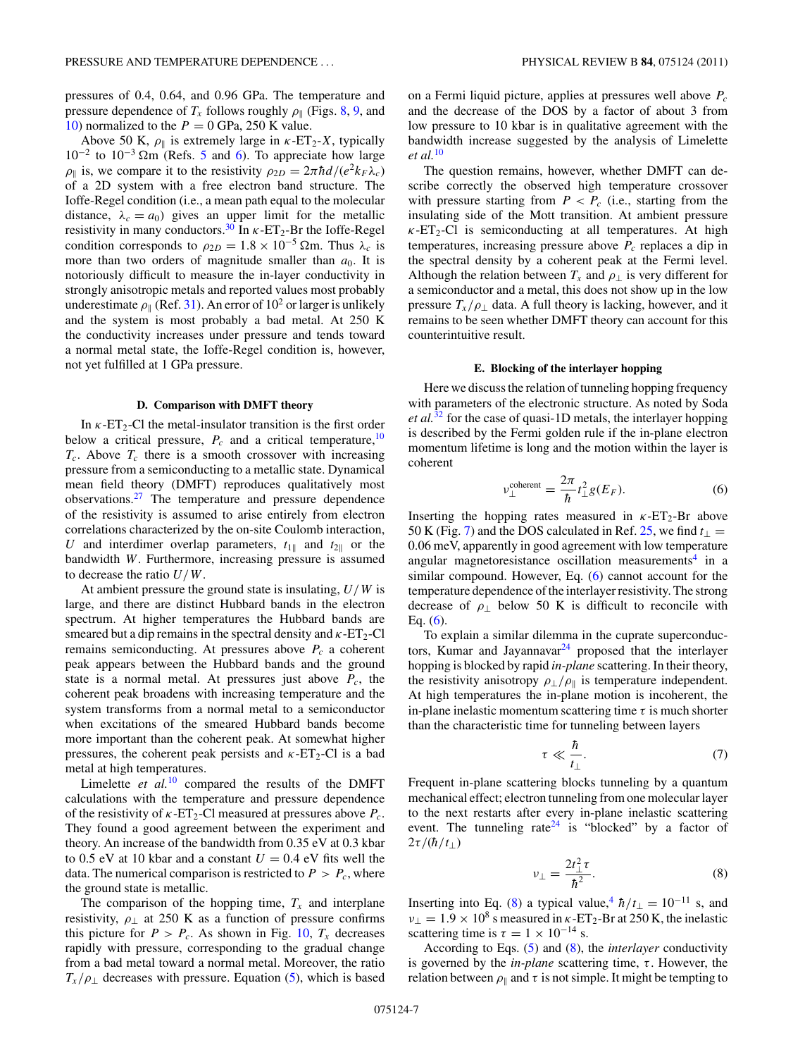pressures of 0.4, 0.64, and 0.96 GPa. The temperature and pressure dependence of $T_x$ follows roughly $\rho_\parallel$ (Figs. 8, 9, and 10) normalized to the $P = 0$ GPa, 250 K value.

Above 50 K, $\rho_\parallel$ is extremely large in $\kappa$-$ET_2$-$X$, typically $10^{-2}$ to $10^{-3}$ $\Omega$m (Refs. 5 and 6). To appreciate how large $\rho_\parallel$ is, we compare it to the resistivity $\rho_{2D} = 2\pi\hbar d/(e^2 k_F \lambda_c)$ of a 2D system with a free electron band structure. The Ioffe-Regel condition (i.e., a mean path equal to the molecular distance, $\lambda_c = a_0$) gives an upper limit for the metallic resistivity in many conductors.[30] In $\kappa$-$ET_2$-Br the Ioffe-Regel condition corresponds to $\rho_{2D} = 1.8 \times 10^{-5}$ $\Omega$m. Thus $\lambda_c$ is more than two orders of magnitude smaller than $a_0$. It is notoriously difficult to measure the in-layer conductivity in strongly anisotropic metals and reported values most probably underestimate $\rho_\parallel$ (Ref. 31). An error of $10^2$ or larger is unlikely and the system is most probably a bad metal. At 250 K the conductivity increases under pressure and tends toward a normal metal state, the Ioffe-Regel condition is, however, not yet fulfilled at 1 GPa pressure.

### D. Comparison with DMFT theory

In $\kappa$-$ET_2$-Cl the metal-insulator transition is the first order below a critical pressure, $P_c$ and a critical temperature,[10] $T_c$. Above $T_c$ there is a smooth crossover with increasing pressure from a semiconducting to a metallic state. Dynamical mean field theory (DMFT) reproduces qualitatively most observations.[27] The temperature and pressure dependence of the resistivity is assumed to arise entirely from electron correlations characterized by the on-site Coulomb interaction, $U$ and interdimer overlap parameters, $t_{1\parallel}$ and $t_{2\parallel}$ or the bandwidth $W$. Furthermore, increasing pressure is assumed to decrease the ratio $U/W$.

At ambient pressure the ground state is insulating, $U/W$ is large, and there are distinct Hubbard bands in the electron spectrum. At higher temperatures the Hubbard bands are smeared but a dip remains in the spectral density and $\kappa$-$ET_2$-Cl remains semiconducting. At pressures above $P_c$ a coherent peak appears between the Hubbard bands and the ground state is a normal metal. At pressures just above $P_c$, the coherent peak broadens with increasing temperature and the system transforms from a normal metal to a semiconductor when excitations of the smeared Hubbard bands become more important than the coherent peak. At somewhat higher pressures, the coherent peak persists and $\kappa$-$ET_2$-Cl is a bad metal at high temperatures.

Limelette *et al.*[10] compared the results of the DMFT calculations with the temperature and pressure dependence of the resistivity of $\kappa$-$ET_2$-Cl measured at pressures above $P_c$. They found a good agreement between the experiment and theory. An increase of the bandwidth from 0.35 eV at 0.3 kbar to 0.5 eV at 10 kbar and a constant $U = 0.4$ eV fits well the data. The numerical comparison is restricted to $P > P_c$, where the ground state is metallic.

The comparison of the hopping time, $T_x$ and interplane resistivity, $\rho_\perp$ at 250 K as a function of pressure confirms this picture for $P > P_c$. As shown in Fig. 10, $T_x$ decreases rapidly with pressure, corresponding to the gradual change from a bad metal toward a normal metal. Moreover, the ratio $T_x/\rho_\perp$ decreases with pressure. Equation (5), which is based on a Fermi liquid picture, applies at pressures well above $P_c$ and the decrease of the DOS by a factor of about 3 from low pressure to 10 kbar is in qualitative agreement with the bandwidth increase suggested by the analysis of Limelette *et al.*[10]

The question remains, however, whether DMFT can describe correctly the observed high temperature crossover with pressure starting from $P < P_c$ (i.e., starting from the insulating side of the Mott transition. At ambient pressure $\kappa$-$ET_2$-Cl is semiconducting at all temperatures. At high temperatures, increasing pressure above $P_c$ replaces a dip in the spectral density by a coherent peak at the Fermi level. Although the relation between $T_x$ and $\rho_\perp$ is very different for a semiconductor and a metal, this does not show up in the low pressure $T_x/\rho_\perp$ data. A full theory is lacking, however, and it remains to be seen whether DMFT theory can account for this counterintuitive result.

### E. Blocking of the interlayer hopping

Here we discuss the relation of tunneling hopping frequency with parameters of the electronic structure. As noted by Soda *et al.*[32] for the case of quasi-1D metals, the interlayer hopping is described by the Fermi golden rule if the in-plane electron momentum lifetime is long and the motion within the layer is coherent

$$\nu_\perp^{\text{coherent}} = \frac{2\pi}{\hbar} t_\perp^2 g(E_F). \tag{6}$$

Inserting the hopping rates measured in $\kappa$-$ET_2$-Br above 50 K (Fig. 7) and the DOS calculated in Ref. 25, we find $t_\perp = 0.06$ meV, apparently in good agreement with low temperature angular magnetoresistance oscillation measurements[4] in a similar compound. However, Eq. (6) cannot account for the temperature dependence of the interlayer resistivity. The strong decrease of $\rho_\perp$ below 50 K is difficult to reconcile with Eq. (6).

To explain a similar dilemma in the cuprate superconductors, Kumar and Jayannavar[24] proposed that the interlayer hopping is blocked by rapid *in-plane* scattering. In their theory, the resistivity anisotropy $\rho_\perp/\rho_\parallel$ is temperature independent. At high temperatures the in-plane motion is incoherent, the in-plane inelastic momentum scattering time $\tau$ is much shorter than the characteristic time for tunneling between layers

$$\tau \ll \frac{\hbar}{t_\perp}. \tag{7}$$

Frequent in-plane scattering blocks tunneling by a quantum mechanical effect; electron tunneling from one molecular layer to the next restarts after every in-plane inelastic scattering event. The tunneling rate[24] is "blocked" by a factor of $2\tau/(\hbar/t_\perp)$

$$\nu_\perp = \frac{2t_\perp^2\tau}{\hbar^2}. \tag{8}$$

Inserting into Eq. (8) a typical value,[4] $\hbar/t_\perp = 10^{-11}$ s, and $\nu_\perp = 1.9 \times 10^8$ s measured in $\kappa$-$ET_2$-Br at 250 K, the inelastic scattering time is $\tau = 1 \times 10^{-14}$ s.

According to Eqs. (5) and (8), the *interlayer* conductivity is governed by the *in-plane* scattering time, $\tau$. However, the relation between $\rho_\parallel$ and $\tau$ is not simple. It might be tempting to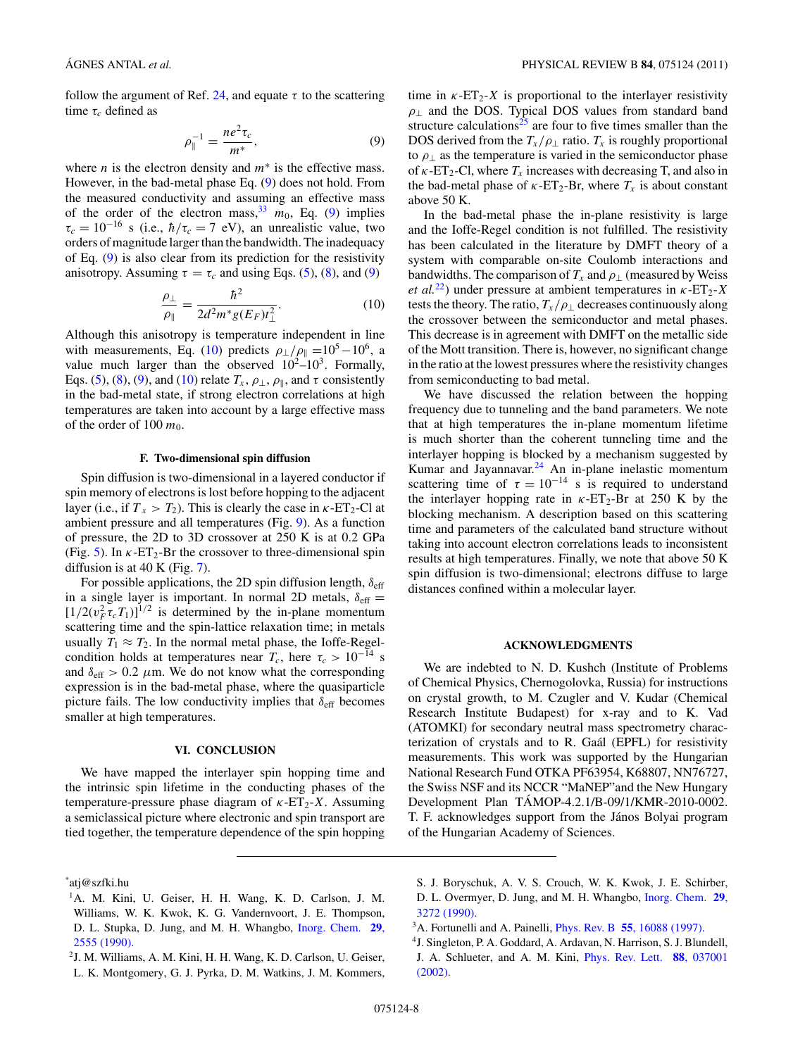follow the argument of Ref. 24, and equate $\tau$ to the scattering time $\tau_c$ defined as

$$\rho_{\parallel}^{-1} = \frac{ne^2\tau_c}{m^*}, \tag{9}$$

where $n$ is the electron density and $m^*$ is the effective mass. However, in the bad-metal phase Eq. (9) does not hold. From the measured conductivity and assuming an effective mass of the order of the electron mass,[33] $m_0$, Eq. (9) implies $\tau_c = 10^{-16}$ s (i.e., $\hbar/\tau_c = 7$ eV), an unrealistic value, two orders of magnitude larger than the bandwidth. The inadequacy of Eq. (9) is also clear from its prediction for the resistivity anisotropy. Assuming $\tau = \tau_c$ and using Eqs. (5), (8), and (9)

$$\frac{\rho_\perp}{\rho_\parallel} = \frac{\hbar^2}{2d^2 m^* g(E_F) t_\perp^2}. \tag{10}$$

Although this anisotropy is temperature independent in line with measurements, Eq. (10) predicts $\rho_\perp/\rho_\parallel = 10^5 - 10^6$, a value much larger than the observed $10^2$–$10^3$. Formally, Eqs. (5), (8), (9), and (10) relate $T_x$, $\rho_\perp$, $\rho_\parallel$, and $\tau$ consistently in the bad-metal state, if strong electron correlations at high temperatures are taken into account by a large effective mass of the order of 100 $m_0$.

### F. Two-dimensional spin diffusion

Spin diffusion is two-dimensional in a layered conductor if spin memory of electrons is lost before hopping to the adjacent layer (i.e., if $T_x > T_2$). This is clearly the case in $\kappa$-$ET_2$-Cl at ambient pressure and all temperatures (Fig. 9). As a function of pressure, the 2D to 3D crossover at 250 K is at 0.2 GPa (Fig. 5). In $\kappa$-$ET_2$-Br the crossover to three-dimensional spin diffusion is at 40 K (Fig. 7).

For possible applications, the 2D spin diffusion length, $\delta_{\text{eff}}$ in a single layer is important. In normal 2D metals, $\delta_{\text{eff}} = [1/2(v_F^2 \tau_c T_1)]^{1/2}$ is determined by the in-plane momentum scattering time and the spin-lattice relaxation time; in metals usually $T_1 \approx T_2$. In the normal metal phase, the Ioffe-Regel-condition holds at temperatures near $T_c$, here $\tau_c > 10^{-14}$ s and $\delta_{\text{eff}} > 0.2$ $\mu$m. We do not know what the corresponding expression is in the bad-metal phase, where the quasiparticle picture fails. The low conductivity implies that $\delta_{\text{eff}}$ becomes smaller at high temperatures.

## VI. CONCLUSION

We have mapped the interlayer spin hopping time and the intrinsic spin lifetime in the conducting phases of the temperature-pressure phase diagram of $\kappa$-$ET_2$-$X$. Assuming a semiclassical picture where electronic and spin transport are tied together, the temperature dependence of the spin hopping time in $\kappa$-$ET_2$-$X$ is proportional to the interlayer resistivity $\rho_\perp$ and the DOS. Typical DOS values from standard band structure calculations[25] are four to five times smaller than the DOS derived from the $T_x/\rho_\perp$ ratio. $T_x$ is roughly proportional to $\rho_\perp$ as the temperature is varied in the semiconductor phase of $\kappa$-$ET_2$-Cl, where $T_x$ increases with decreasing T, and also in the bad-metal phase of $\kappa$-$ET_2$-Br, where $T_x$ is about constant above 50 K.

In the bad-metal phase the in-plane resistivity is large and the Ioffe-Regel condition is not fulfilled. The resistivity has been calculated in the literature by DMFT theory of a system with comparable on-site Coulomb interactions and bandwidths. The comparison of $T_x$ and $\rho_\perp$ (measured by Weiss *et al.*[22]) under pressure at ambient temperatures in $\kappa$-$ET_2$-$X$ tests the theory. The ratio, $T_x/\rho_\perp$ decreases continuously along the crossover between the semiconductor and metal phases. This decrease is in agreement with DMFT on the metallic side of the Mott transition. There is, however, no significant change in the ratio at the lowest pressures where the resistivity changes from semiconducting to bad metal.

We have discussed the relation between the hopping frequency due to tunneling and the band parameters. We note that at high temperatures the in-plane momentum lifetime is much shorter than the coherent tunneling time and the interlayer hopping is blocked by a mechanism suggested by Kumar and Jayannavar.[24] An in-plane inelastic momentum scattering time of $\tau = 10^{-14}$ s is required to understand the interlayer hopping rate in $\kappa$-$ET_2$-Br at 250 K by the blocking mechanism. A description based on this scattering time and parameters of the calculated band structure without taking into account electron correlations leads to inconsistent results at high temperatures. Finally, we note that above 50 K spin diffusion is two-dimensional; electrons diffuse to large distances confined within a molecular layer.

## ACKNOWLEDGMENTS

We are indebted to N. D. Kushch (Institute of Problems of Chemical Physics, Chernogolovka, Russia) for instructions on crystal growth, to M. Czugler and V. Kudar (Chemical Research Institute Budapest) for x-ray and to K. Vad (ATOMKI) for secondary neutral mass spectrometry characterization of crystals and to R. Gaál (EPFL) for resistivity measurements. This work was supported by the Hungarian National Research Fund OTKA PF63954, K68807, NN76727, the Swiss NSF and its NCCR "MaNEP" and the New Hungary Development Plan TÁMOP-4.2.1/B-09/1/KMR-2010-0002. T. F. acknowledges support from the János Bolyai program of the Hungarian Academy of Sciences.

---

[*] atj@szfki.hu

[1] A. M. Kini, U. Geiser, H. H. Wang, K. D. Carlson, J. M. Williams, W. K. Kwok, K. G. Vandernvoort, J. E. Thompson, D. L. Stupka, D. Jung, and M. H. Whangbo, Inorg. Chem. **29**, 2555 (1990).

[2] J. M. Williams, A. M. Kini, H. H. Wang, K. D. Carlson, U. Geiser, L. K. Montgomery, G. J. Pyrka, D. M. Watkins, J. M. Kommers, S. J. Boryschuk, A. V. S. Crouch, W. K. Kwok, J. E. Schirber, D. L. Overmyer, D. Jung, and M. H. Whangbo, Inorg. Chem. **29**, 3272 (1990).

[3] A. Fortunelli and A. Painelli, Phys. Rev. B **55**, 16088 (1997).

[4] J. Singleton, P. A. Goddard, A. Ardavan, N. Harrison, S. J. Blundell, J. A. Schlueter, and A. M. Kini, Phys. Rev. Lett. **88**, 037001 (2002).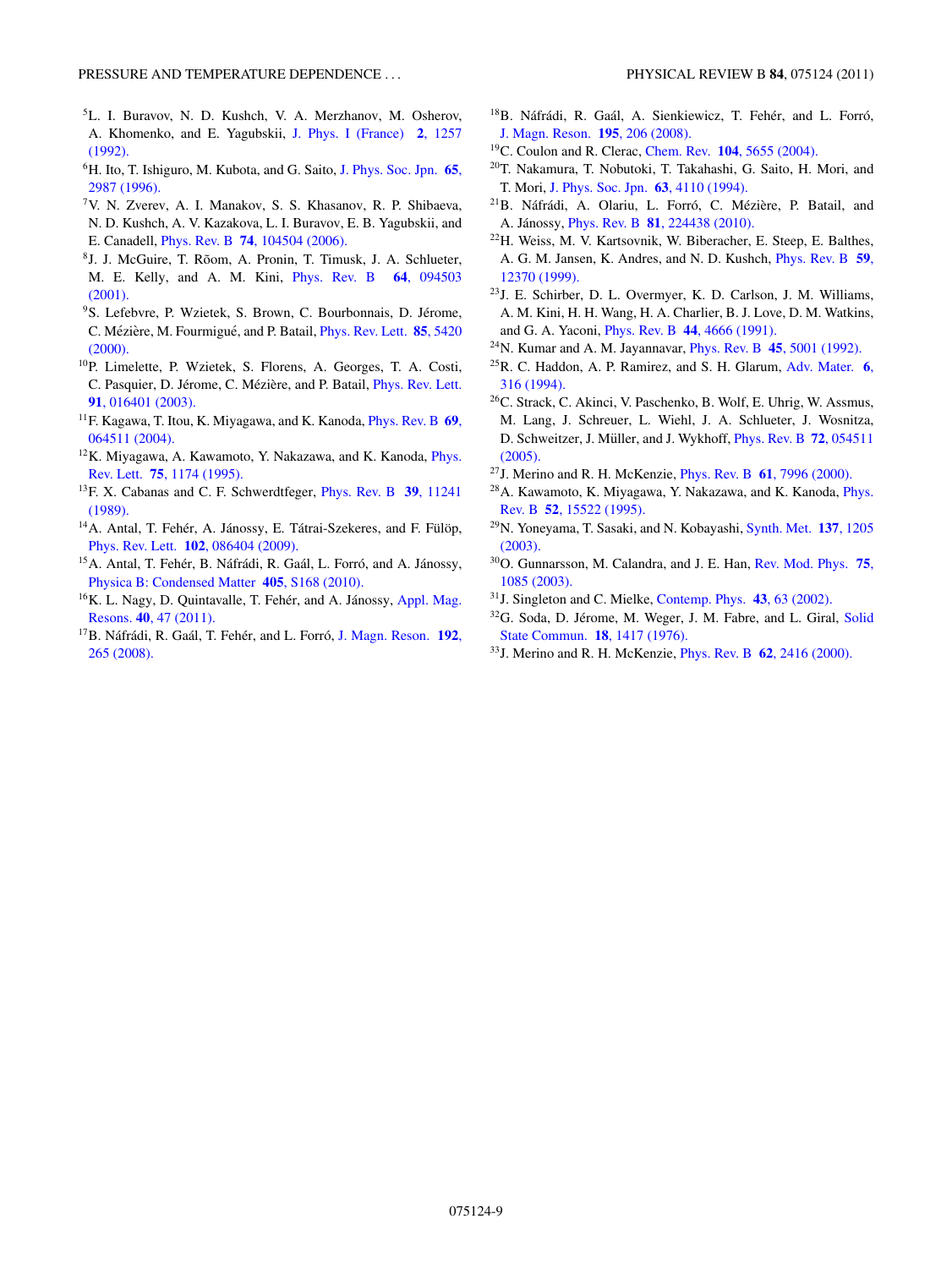[5] L. I. Buravov, N. D. Kushch, V. A. Merzhanov, M. Osherov, A. Khomenko, and E. Yagubskii, J. Phys. I (France) **2**, 1257 (1992).

[6] H. Ito, T. Ishiguro, M. Kubota, and G. Saito, J. Phys. Soc. Jpn. **65**, 2987 (1996).

[7] V. N. Zverev, A. I. Manakov, S. S. Khasanov, R. P. Shibaeva, N. D. Kushch, A. V. Kazakova, L. I. Buravov, E. B. Yagubskii, and E. Canadell, Phys. Rev. B **74**, 104504 (2006).

[8] J. J. McGuire, T. Rõõm, A. Pronin, T. Timusk, J. A. Schlueter, M. E. Kelly, and A. M. Kini, Phys. Rev. B **64**, 094503 (2001).

[9] S. Lefebvre, P. Wzietek, S. Brown, C. Bourbonnais, D. Jérome, C. Mézière, M. Fourmigué, and P. Batail, Phys. Rev. Lett. **85**, 5420 (2000).

[10] P. Limelette, P. Wzietek, S. Florens, A. Georges, T. A. Costi, C. Pasquier, D. Jérome, C. Mézière, and P. Batail, Phys. Rev. Lett. **91**, 016401 (2003).

[11] F. Kagawa, T. Itou, K. Miyagawa, and K. Kanoda, Phys. Rev. B **69**, 064511 (2004).

[12] K. Miyagawa, A. Kawamoto, Y. Nakazawa, and K. Kanoda, Phys. Rev. Lett. **75**, 1174 (1995).

[13] F. X. Cabanas and C. F. Schwerdtfeger, Phys. Rev. B **39**, 11241 (1989).

[14] A. Antal, T. Fehér, A. Jánossy, E. Tátrai-Szekeres, and F. Fülöp, Phys. Rev. Lett. **102**, 086404 (2009).

[15] A. Antal, T. Fehér, B. Náfrádi, R. Gaál, L. Forró, and A. Jánossy, Physica B: Condensed Matter **405**, S168 (2010).

[16] K. L. Nagy, D. Quintavalle, T. Fehér, and A. Jánossy, Appl. Mag. Resons. **40**, 47 (2011).

[17] B. Náfrádi, R. Gaál, T. Fehér, and L. Forró, J. Magn. Reson. **192**, 265 (2008).

[18] B. Náfrádi, R. Gaál, A. Sienkiewicz, T. Fehér, and L. Forró, J. Magn. Reson. **195**, 206 (2008).

[19] C. Coulon and R. Clerac, Chem. Rev. **104**, 5655 (2004).

[20] T. Nakamura, T. Nobutoki, T. Takahashi, G. Saito, H. Mori, and T. Mori, J. Phys. Soc. Jpn. **63**, 4110 (1994).

[21] B. Náfrádi, A. Olariu, L. Forró, C. Mézière, P. Batail, and A. Jánossy, Phys. Rev. B **81**, 224438 (2010).

[22] H. Weiss, M. V. Kartsovnik, W. Biberacher, E. Steep, E. Balthes, A. G. M. Jansen, K. Andres, and N. D. Kushch, Phys. Rev. B **59**, 12370 (1999).

[23] J. E. Schirber, D. L. Overmyer, K. D. Carlson, J. M. Williams, A. M. Kini, H. H. Wang, H. A. Charlier, B. J. Love, D. M. Watkins, and G. A. Yaconi, Phys. Rev. B **44**, 4666 (1991).

[24] N. Kumar and A. M. Jayannavar, Phys. Rev. B **45**, 5001 (1992).

[25] R. C. Haddon, A. P. Ramirez, and S. H. Glarum, Adv. Mater. **6**, 316 (1994).

[26] C. Strack, C. Akinci, V. Paschenko, B. Wolf, E. Uhrig, W. Assmus, M. Lang, J. Schreuer, L. Wiehl, J. A. Schlueter, J. Wosnitza, D. Schweitzer, J. Müller, and J. Wykhoff, Phys. Rev. B **72**, 054511 (2005).

[27] J. Merino and R. H. McKenzie, Phys. Rev. B **61**, 7996 (2000).

[28] A. Kawamoto, K. Miyagawa, Y. Nakazawa, and K. Kanoda, Phys. Rev. B **52**, 15522 (1995).

[29] N. Yoneyama, T. Sasaki, and N. Kobayashi, Synth. Met. **137**, 1205 (2003).

[30] O. Gunnarsson, M. Calandra, and J. E. Han, Rev. Mod. Phys. **75**, 1085 (2003).

[31] J. Singleton and C. Mielke, Contemp. Phys. **43**, 63 (2002).

[32] G. Soda, D. Jérome, M. Weger, J. M. Fabre, and L. Giral, Solid State Commun. **18**, 1417 (1976).

[33] J. Merino and R. H. McKenzie, Phys. Rev. B **62**, 2416 (2000).